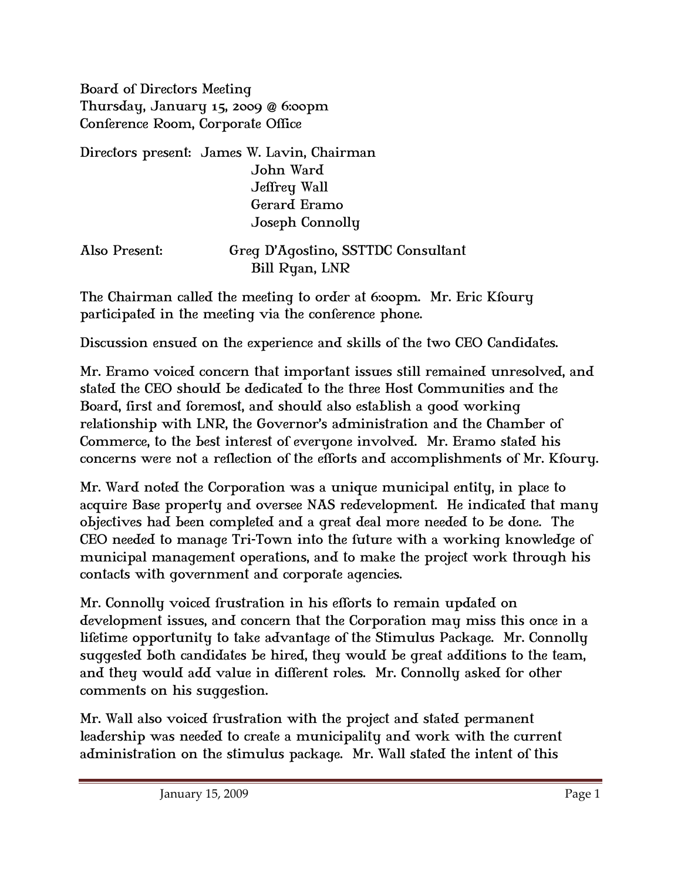Board of Directors Meeting
Thursday, January 15, 2009 @ 6:00pm
Conference Room, Corporate Office

Directors present: James W. Lavin, Chairman
John Ward
Jeffrey Wall
Gerard Eramo
Joseph Connolly

Also Present: Greg D'Agostino, SSTTDC Consultant
Bill Ryan, LNR

The Chairman called the meeting to order at 6:00pm. Mr. Eric Kfoury participated in the meeting via the conference phone.

Discussion ensued on the experience and skills of the two CEO Candidates.

Mr. Eramo voiced concern that important issues still remained unresolved, and stated the CEO should be dedicated to the three Host Communities and the Board, first and foremost, and should also establish a good working relationship with LNR, the Governor's administration and the Chamber of Commerce, to the best interest of everyone involved. Mr. Eramo stated his concerns were not a reflection of the efforts and accomplishments of Mr. Kfoury.

Mr. Ward noted the Corporation was a unique municipal entity, in place to acquire Base property and oversee NAS redevelopment. He indicated that many objectives had been completed and a great deal more needed to be done. The CEO needed to manage Tri-Town into the future with a working knowledge of municipal management operations, and to make the project work through his contacts with government and corporate agencies.

Mr. Connolly voiced frustration in his efforts to remain updated on development issues, and concern that the Corporation may miss this once in a lifetime opportunity to take advantage of the Stimulus Package. Mr. Connolly suggested both candidates be hired, they would be great additions to the team, and they would add value in different roles. Mr. Connolly asked for other comments on his suggestion.

Mr. Wall also voiced frustration with the project and stated permanent leadership was needed to create a municipality and work with the current administration on the stimulus package. Mr. Wall stated the intent of this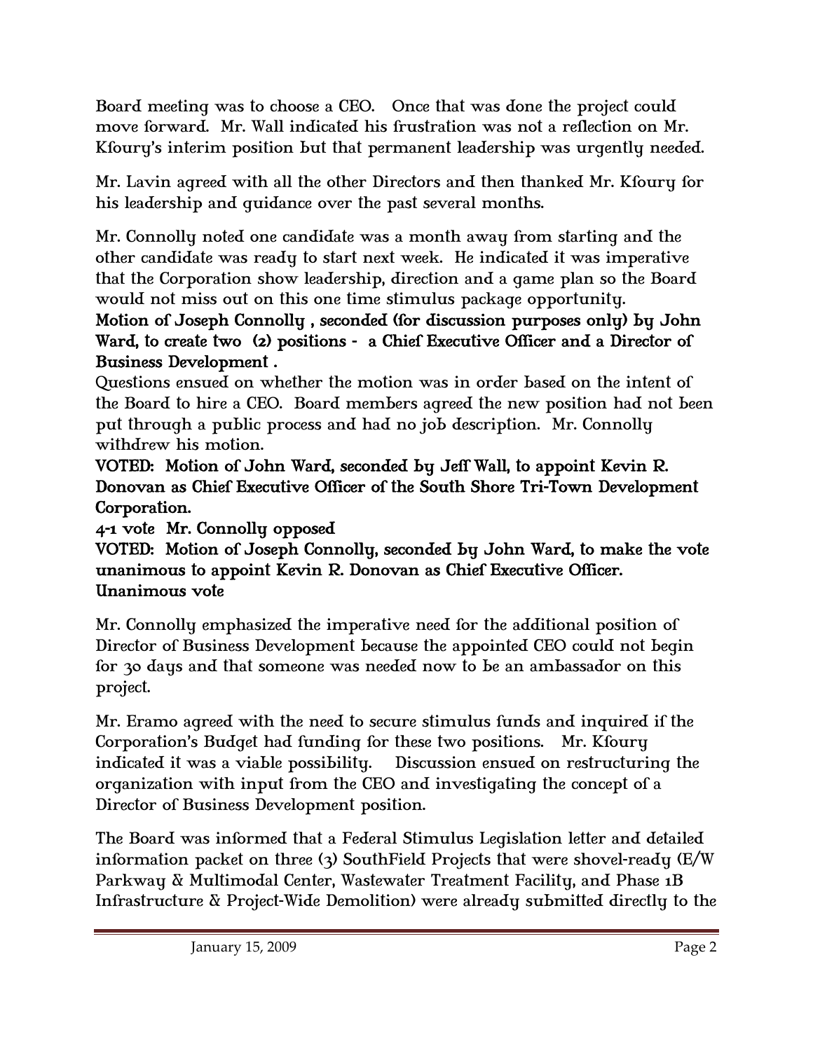Board meeting was to choose a CEO. Once that was done the project could move forward. Mr. Wall indicated his frustration was not a reflection on Mr. Kfoury's interim position but that permanent leadership was urgently needed.

Mr. Lavin agreed with all the other Directors and then thanked Mr. Kfoury for his leadership and guidance over the past several months.

Mr. Connolly noted one candidate was a month away from starting and the other candidate was ready to start next week. He indicated it was imperative that the Corporation show leadership, direction and a game plan so the Board would not miss out on this one time stimulus package opportunity.

**Motion of Joseph Connolly , seconded (for discussion purposes only) by John Ward, to create two (2) positions - a Chief Executive Officer and a Director of Business Development .**

Questions ensued on whether the motion was in order based on the intent of the Board to hire a CEO. Board members agreed the new position had not been put through a public process and had no job description. Mr. Connolly withdrew his motion.

**VOTED: Motion of John Ward, seconded by Jeff Wall, to appoint Kevin R. Donovan as Chief Executive Officer of the South Shore Tri-Town Development Corporation.**

**4-1 vote Mr. Connolly opposed**

**VOTED: Motion of Joseph Connolly, seconded by John Ward, to make the vote unanimous to appoint Kevin R. Donovan as Chief Executive Officer.**

**Unanimous vote**

Mr. Connolly emphasized the imperative need for the additional position of Director of Business Development because the appointed CEO could not begin for 30 days and that someone was needed now to be an ambassador on this project.

Mr. Eramo agreed with the need to secure stimulus funds and inquired if the Corporation's Budget had funding for these two positions. Mr. Kfoury indicated it was a viable possibility. Discussion ensued on restructuring the organization with input from the CEO and investigating the concept of a Director of Business Development position.

The Board was informed that a Federal Stimulus Legislation letter and detailed information packet on three (3) SouthField Projects that were shovel-ready (E/W Parkway & Multimodal Center, Wastewater Treatment Facility, and Phase 1B Infrastructure & Project-Wide Demolition) were already submitted directly to the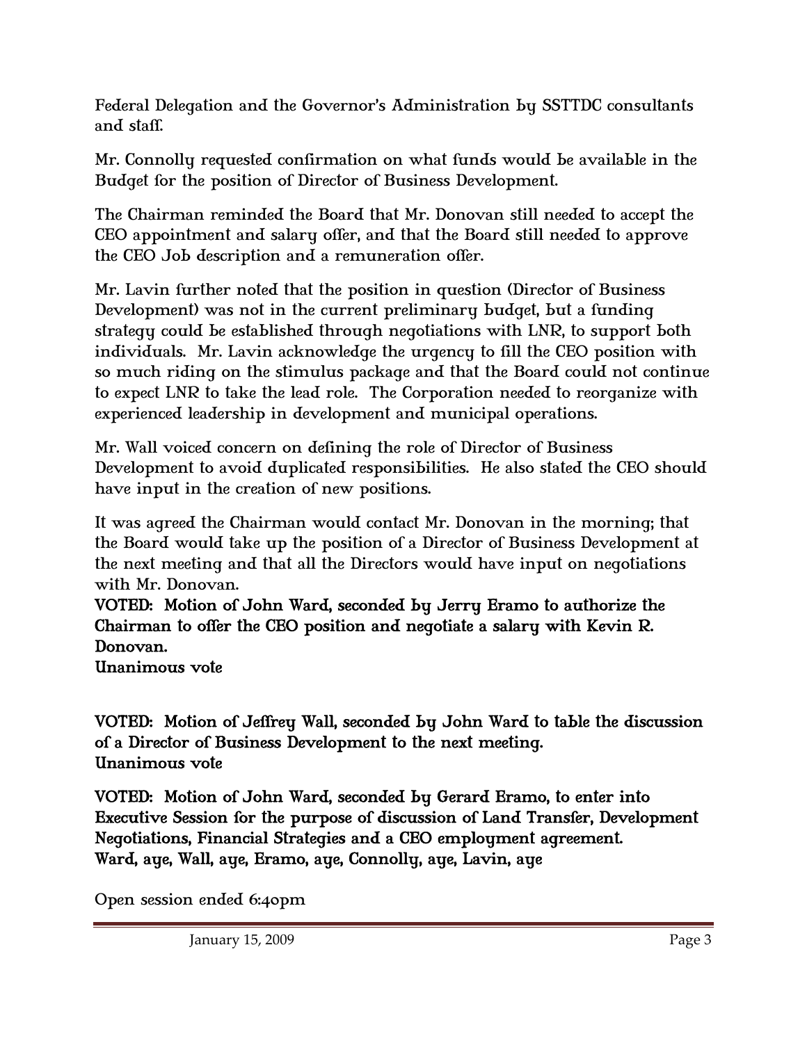Federal Delegation and the Governor's Administration by SSTTDC consultants and staff.

Mr. Connolly requested confirmation on what funds would be available in the Budget for the position of Director of Business Development.

The Chairman reminded the Board that Mr. Donovan still needed to accept the CEO appointment and salary offer, and that the Board still needed to approve the CEO Job description and a remuneration offer.

Mr. Lavin further noted that the position in question (Director of Business Development) was not in the current preliminary budget, but a funding strategy could be established through negotiations with LNR, to support both individuals. Mr. Lavin acknowledge the urgency to fill the CEO position with so much riding on the stimulus package and that the Board could not continue to expect LNR to take the lead role. The Corporation needed to reorganize with experienced leadership in development and municipal operations.

Mr. Wall voiced concern on defining the role of Director of Business Development to avoid duplicated responsibilities. He also stated the CEO should have input in the creation of new positions.

It was agreed the Chairman would contact Mr. Donovan in the morning; that the Board would take up the position of a Director of Business Development at the next meeting and that all the Directors would have input on negotiations with Mr. Donovan.

**VOTED: Motion of John Ward, seconded by Jerry Eramo to authorize the Chairman to offer the CEO position and negotiate a salary with Kevin R. Donovan.**
**Unanimous vote**

**VOTED: Motion of Jeffrey Wall, seconded by John Ward to table the discussion of a Director of Business Development to the next meeting.**
**Unanimous vote**

**VOTED: Motion of John Ward, seconded by Gerard Eramo, to enter into Executive Session for the purpose of discussion of Land Transfer, Development Negotiations, Financial Strategies and a CEO employment agreement.**
**Ward, aye, Wall, aye, Eramo, aye, Connolly, aye, Lavin, aye**

Open session ended 6:40pm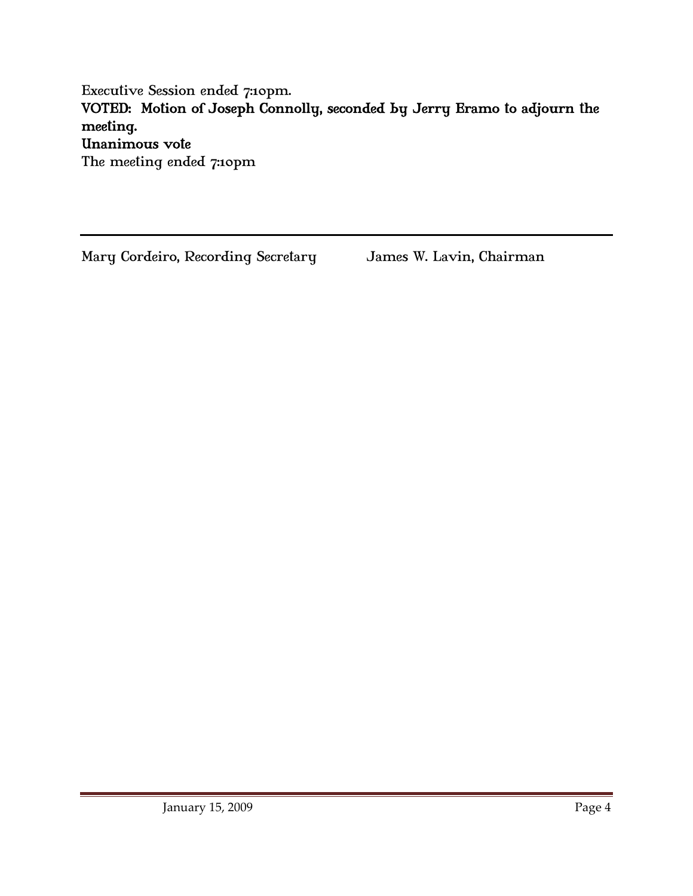Executive Session ended 7:10pm.

**VOTED: Motion of Joseph Connolly, seconded by Jerry Eramo to adjourn the meeting.**

**Unanimous vote**

The meeting ended 7:10pm

---

Mary Cordeiro, Recording Secretary James W. Lavin, Chairman